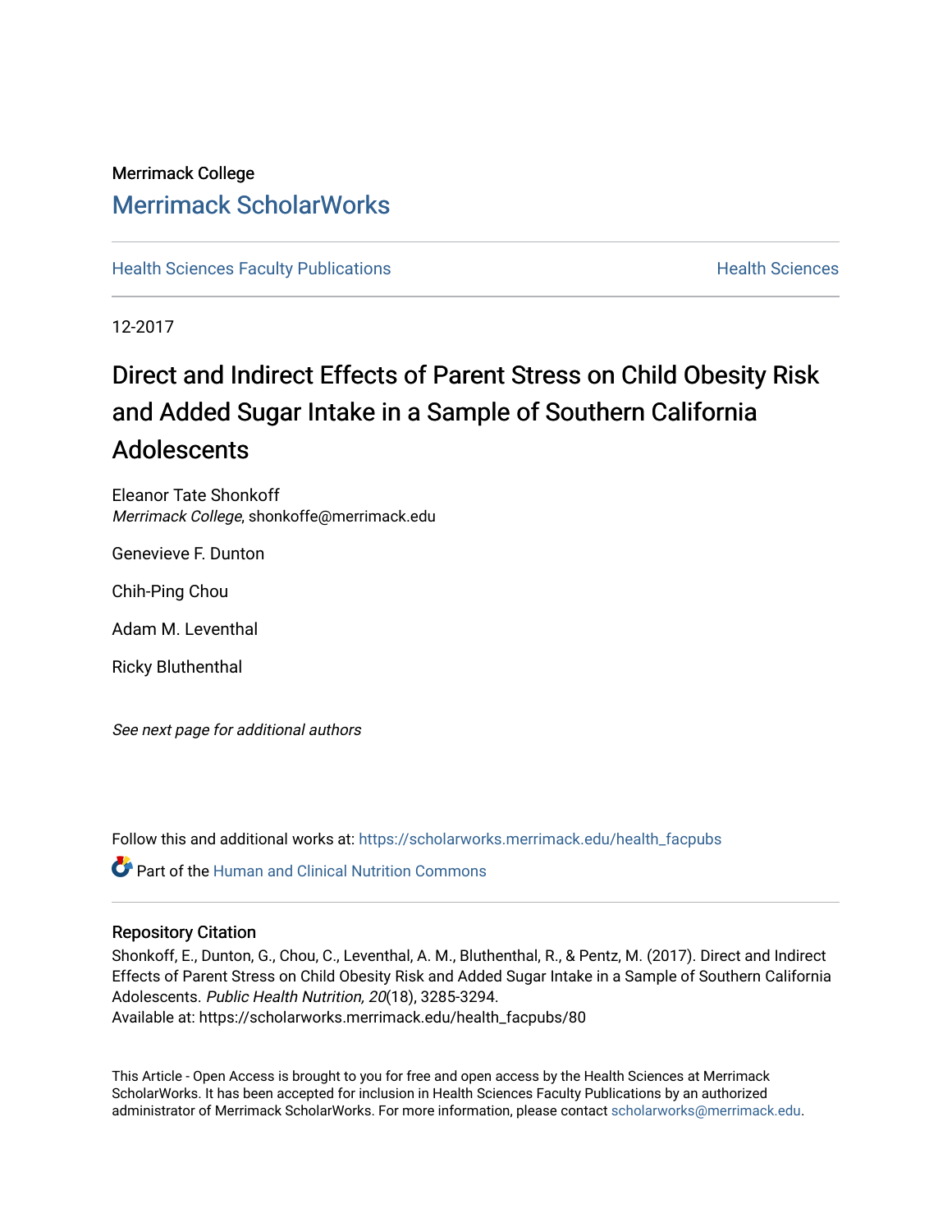Merrimack College

# Merrimack ScholarWorks

Health Sciences Faculty Publications | Health Sciences

12-2017

# Direct and Indirect Effects of Parent Stress on Child Obesity Risk and Added Sugar Intake in a Sample of Southern California Adolescents

Eleanor Tate Shonkoff
*Merrimack College*, shonkoffe@merrimack.edu

Genevieve F. Dunton

Chih-Ping Chou

Adam M. Leventhal

Ricky Bluthenthal

*See next page for additional authors*

Follow this and additional works at: https://scholarworks.merrimack.edu/health_facpubs

Part of the Human and Clinical Nutrition Commons

## Repository Citation

Shonkoff, E., Dunton, G., Chou, C., Leventhal, A. M., Bluthenthal, R., & Pentz, M. (2017). Direct and Indirect Effects of Parent Stress on Child Obesity Risk and Added Sugar Intake in a Sample of Southern California Adolescents. *Public Health Nutrition, 20*(18), 3285-3294.
Available at: https://scholarworks.merrimack.edu/health_facpubs/80

This Article - Open Access is brought to you for free and open access by the Health Sciences at Merrimack ScholarWorks. It has been accepted for inclusion in Health Sciences Faculty Publications by an authorized administrator of Merrimack ScholarWorks. For more information, please contact scholarworks@merrimack.edu.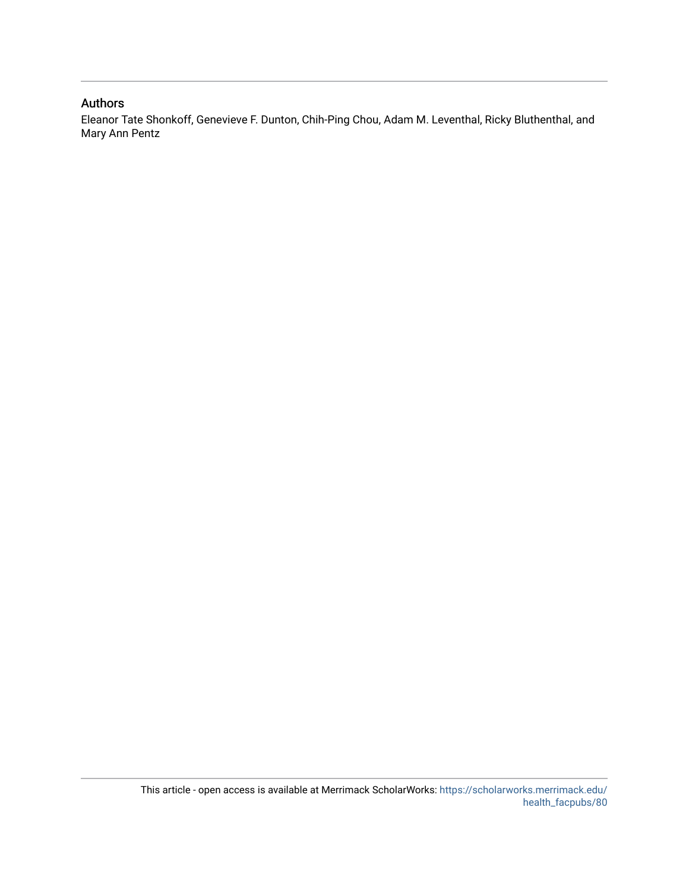## Authors

Eleanor Tate Shonkoff, Genevieve F. Dunton, Chih-Ping Chou, Adam M. Leventhal, Ricky Bluthenthal, and Mary Ann Pentz

This article - open access is available at Merrimack ScholarWorks: https://scholarworks.merrimack.edu/health_facpubs/80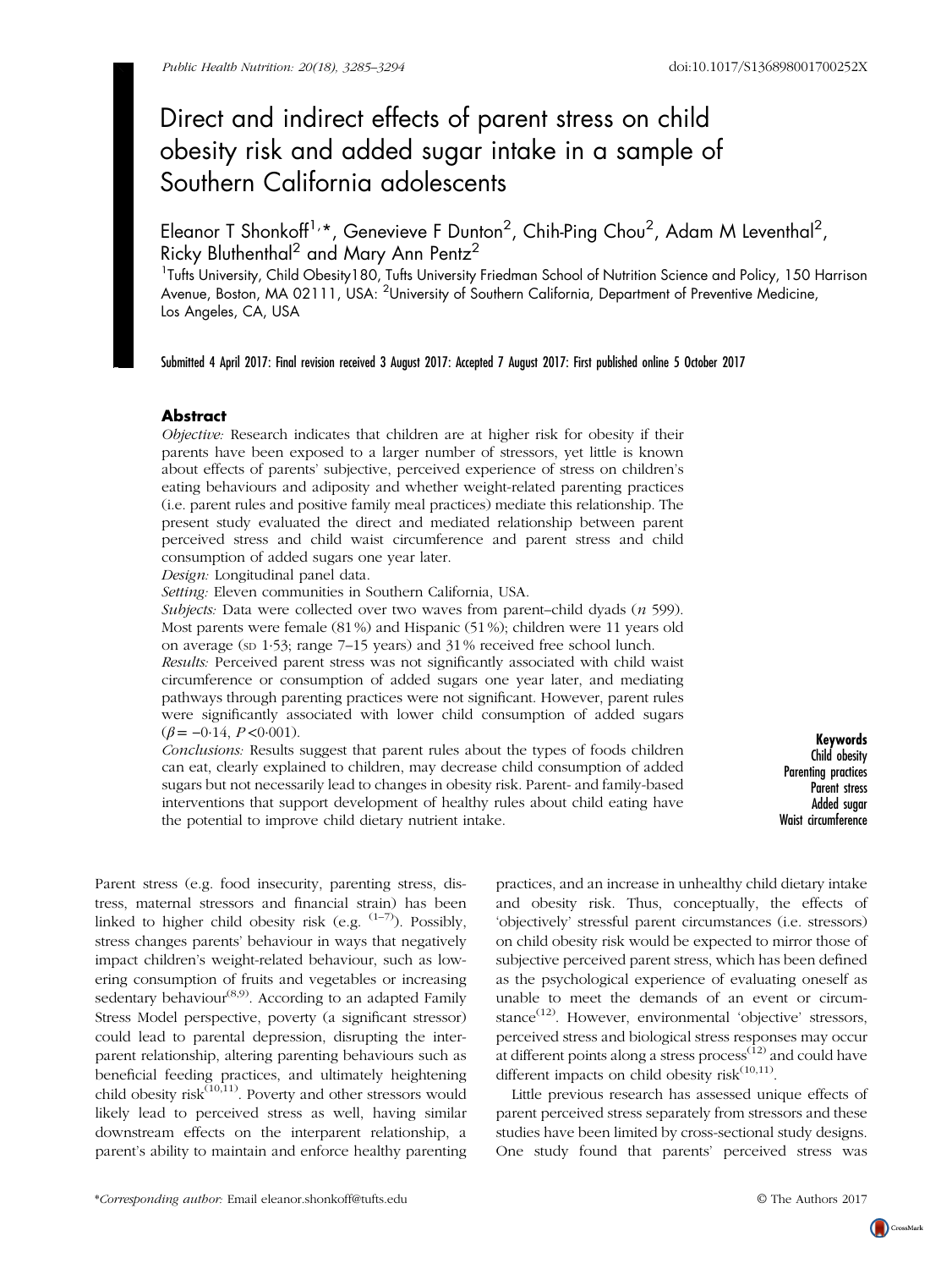# Direct and indirect effects of parent stress on child obesity risk and added sugar intake in a sample of Southern California adolescents

Eleanor T Shonkoff[1,*], Genevieve F Dunton[2], Chih-Ping Chou[2], Adam M Leventhal[2], Ricky Bluthenthal[2] and Mary Ann Pentz[2]

[1]Tufts University, Child Obesity180, Tufts University Friedman School of Nutrition Science and Policy, 150 Harrison Avenue, Boston, MA 02111, USA: [2]University of Southern California, Department of Preventive Medicine, Los Angeles, CA, USA

Submitted 4 April 2017: Final revision received 3 August 2017: Accepted 7 August 2017: First published online 5 October 2017

## Abstract

*Objective:* Research indicates that children are at higher risk for obesity if their parents have been exposed to a larger number of stressors, yet little is known about effects of parents' subjective, perceived experience of stress on children's eating behaviours and adiposity and whether weight-related parenting practices (i.e. parent rules and positive family meal practices) mediate this relationship. The present study evaluated the direct and mediated relationship between parent perceived stress and child waist circumference and parent stress and child consumption of added sugars one year later.

*Design:* Longitudinal panel data.

*Setting:* Eleven communities in Southern California, USA.

*Subjects:* Data were collected over two waves from parent–child dyads (*n* 599). Most parents were female (81 %) and Hispanic (51 %); children were 11 years old on average (SD 1·53; range 7–15 years) and 31 % received free school lunch.

*Results:* Perceived parent stress was not significantly associated with child waist circumference or consumption of added sugars one year later, and mediating pathways through parenting practices were not significant. However, parent rules were significantly associated with lower child consumption of added sugars ($\beta = -0{\cdot}14$, $P < 0{\cdot}001$).

*Conclusions:* Results suggest that parent rules about the types of foods children can eat, clearly explained to children, may decrease child consumption of added sugars but not necessarily lead to changes in obesity risk. Parent- and family-based interventions that support development of healthy rules about child eating have the potential to improve child dietary nutrient intake.

**Keywords**
Child obesity
Parenting practices
Parent stress
Added sugar
Waist circumference

Parent stress (e.g. food insecurity, parenting stress, distress, maternal stressors and financial strain) has been linked to higher child obesity risk (e.g. [1–7]). Possibly, stress changes parents' behaviour in ways that negatively impact children's weight-related behaviour, such as lowering consumption of fruits and vegetables or increasing sedentary behaviour[8,9]. According to an adapted Family Stress Model perspective, poverty (a significant stressor) could lead to parental depression, disrupting the inter-parent relationship, altering parenting behaviours such as beneficial feeding practices, and ultimately heightening child obesity risk[10,11]. Poverty and other stressors would likely lead to perceived stress as well, having similar downstream effects on the interparent relationship, a parent's ability to maintain and enforce healthy parenting practices, and an increase in unhealthy child dietary intake and obesity risk. Thus, conceptually, the effects of 'objectively' stressful parent circumstances (i.e. stressors) on child obesity risk would be expected to mirror those of subjective perceived parent stress, which has been defined as the psychological experience of evaluating oneself as unable to meet the demands of an event or circumstance[12]. However, environmental 'objective' stressors, perceived stress and biological stress responses may occur at different points along a stress process[12] and could have different impacts on child obesity risk[10,11].

Little previous research has assessed unique effects of parent perceived stress separately from stressors and these studies have been limited by cross-sectional study designs. One study found that parents' perceived stress was

*Corresponding author: Email eleanor.shonkoff@tufts.edu

© The Authors 2017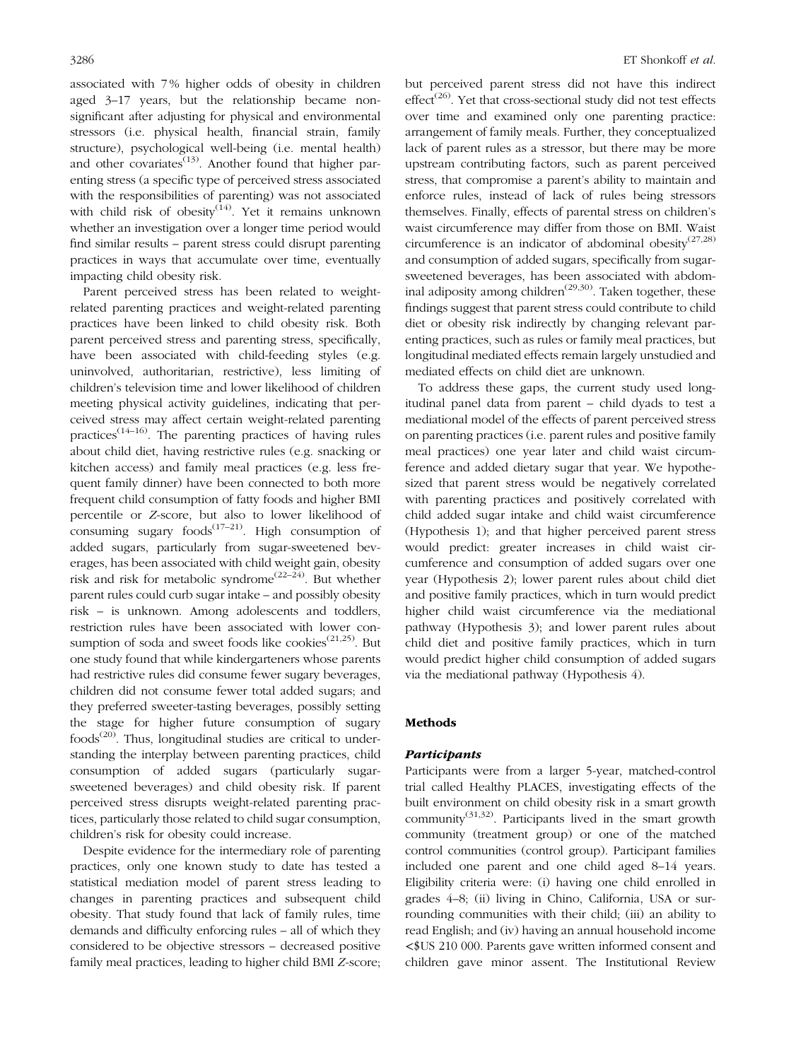associated with 7 % higher odds of obesity in children aged 3–17 years, but the relationship became non-significant after adjusting for physical and environmental stressors (i.e. physical health, financial strain, family structure), psychological well-being (i.e. mental health) and other covariates[13]. Another found that higher parenting stress (a specific type of perceived stress associated with the responsibilities of parenting) was not associated with child risk of obesity[14]. Yet it remains unknown whether an investigation over a longer time period would find similar results – parent stress could disrupt parenting practices in ways that accumulate over time, eventually impacting child obesity risk.

Parent perceived stress has been related to weight-related parenting practices and weight-related parenting practices have been linked to child obesity risk. Both parent perceived stress and parenting stress, specifically, have been associated with child-feeding styles (e.g. uninvolved, authoritarian, restrictive), less limiting of children's television time and lower likelihood of children meeting physical activity guidelines, indicating that perceived stress may affect certain weight-related parenting practices[14–16]. The parenting practices of having rules about child diet, having restrictive rules (e.g. snacking or kitchen access) and family meal practices (e.g. less frequent family dinner) have been connected to both more frequent child consumption of fatty foods and higher BMI percentile or Z-score, but also to lower likelihood of consuming sugary foods[17–21]. High consumption of added sugars, particularly from sugar-sweetened beverages, has been associated with child weight gain, obesity risk and risk for metabolic syndrome[22–24]. But whether parent rules could curb sugar intake – and possibly obesity risk – is unknown. Among adolescents and toddlers, restriction rules have been associated with lower consumption of soda and sweet foods like cookies[21,25]. But one study found that while kindergarteners whose parents had restrictive rules did consume fewer sugary beverages, children did not consume fewer total added sugars; and they preferred sweeter-tasting beverages, possibly setting the stage for higher future consumption of sugary foods[20]. Thus, longitudinal studies are critical to understanding the interplay between parenting practices, child consumption of added sugars (particularly sugar-sweetened beverages) and child obesity risk. If parent perceived stress disrupts weight-related parenting practices, particularly those related to child sugar consumption, children's risk for obesity could increase.

Despite evidence for the intermediary role of parenting practices, only one known study to date has tested a statistical mediation model of parent stress leading to changes in parenting practices and subsequent child obesity. That study found that lack of family rules, time demands and difficulty enforcing rules – all of which they considered to be objective stressors – decreased positive family meal practices, leading to higher child BMI Z-score; but perceived parent stress did not have this indirect effect[26]. Yet that cross-sectional study did not test effects over time and examined only one parenting practice: arrangement of family meals. Further, they conceptualized lack of parent rules as a stressor, but there may be more upstream contributing factors, such as parent perceived stress, that compromise a parent's ability to maintain and enforce rules, instead of lack of rules being stressors themselves. Finally, effects of parental stress on children's waist circumference may differ from those on BMI. Waist circumference is an indicator of abdominal obesity[27,28] and consumption of added sugars, specifically from sugar-sweetened beverages, has been associated with abdominal adiposity among children[29,30]. Taken together, these findings suggest that parent stress could contribute to child diet or obesity risk indirectly by changing relevant parenting practices, such as rules or family meal practices, but longitudinal mediated effects remain largely unstudied and mediated effects on child diet are unknown.

To address these gaps, the current study used longitudinal panel data from parent – child dyads to test a mediational model of the effects of parent perceived stress on parenting practices (i.e. parent rules and positive family meal practices) one year later and child waist circumference and added dietary sugar that year. We hypothesized that parent stress would be negatively correlated with parenting practices and positively correlated with child added sugar intake and child waist circumference (Hypothesis 1); and that higher perceived parent stress would predict: greater increases in child waist circumference and consumption of added sugars over one year (Hypothesis 2); lower parent rules about child diet and positive family practices, which in turn would predict higher child waist circumference via the mediational pathway (Hypothesis 3); and lower parent rules about child diet and positive family practices, which in turn would predict higher child consumption of added sugars via the mediational pathway (Hypothesis 4).

## Methods

### Participants

Participants were from a larger 5-year, matched-control trial called Healthy PLACES, investigating effects of the built environment on child obesity risk in a smart growth community[31,32]. Participants lived in the smart growth community (treatment group) or one of the matched control communities (control group). Participant families included one parent and one child aged 8–14 years. Eligibility criteria were: (i) having one child enrolled in grades 4–8; (ii) living in Chino, California, USA or surrounding communities with their child; (iii) an ability to read English; and (iv) having an annual household income <$US 210 000. Parents gave written informed consent and children gave minor assent. The Institutional Review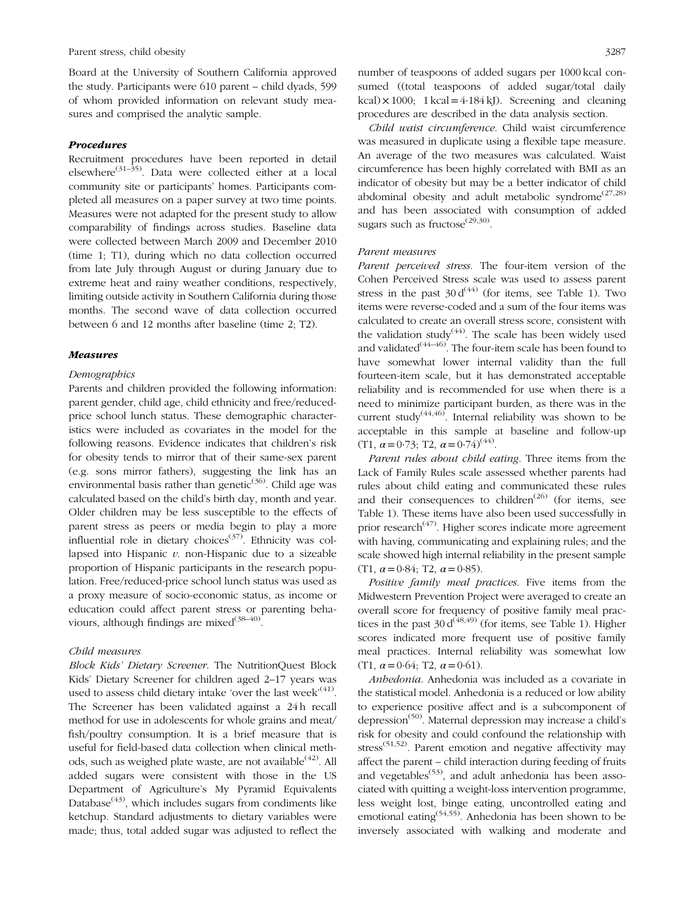Board at the University of Southern California approved the study. Participants were 610 parent – child dyads, 599 of whom provided information on relevant study measures and comprised the analytic sample.

### Procedures

Recruitment procedures have been reported in detail elsewhere[31–35]. Data were collected either at a local community site or participants' homes. Participants completed all measures on a paper survey at two time points. Measures were not adapted for the present study to allow comparability of findings across studies. Baseline data were collected between March 2009 and December 2010 (time 1; T1), during which no data collection occurred from late July through August or during January due to extreme heat and rainy weather conditions, respectively, limiting outside activity in Southern California during those months. The second wave of data collection occurred between 6 and 12 months after baseline (time 2; T2).

### Measures

#### Demographics

Parents and children provided the following information: parent gender, child age, child ethnicity and free/reduced-price school lunch status. These demographic characteristics were included as covariates in the model for the following reasons. Evidence indicates that children's risk for obesity tends to mirror that of their same-sex parent (e.g. sons mirror fathers), suggesting the link has an environmental basis rather than genetic[36]. Child age was calculated based on the child's birth day, month and year. Older children may be less susceptible to the effects of parent stress as peers or media begin to play a more influential role in dietary choices[37]. Ethnicity was collapsed into Hispanic *v.* non-Hispanic due to a sizeable proportion of Hispanic participants in the research population. Free/reduced-price school lunch status was used as a proxy measure of socio-economic status, as income or education could affect parent stress or parenting behaviours, although findings are mixed[38–40].

#### Child measures

*Block Kids' Dietary Screener*. The NutritionQuest Block Kids' Dietary Screener for children aged 2–17 years was used to assess child dietary intake 'over the last week'[41]. The Screener has been validated against a 24 h recall method for use in adolescents for whole grains and meat/fish/poultry consumption. It is a brief measure that is useful for field-based data collection when clinical methods, such as weighed plate waste, are not available[42]. All added sugars were consistent with those in the US Department of Agriculture's My Pyramid Equivalents Database[43], which includes sugars from condiments like ketchup. Standard adjustments to dietary variables were made; thus, total added sugar was adjusted to reflect the number of teaspoons of added sugars per 1000 kcal consumed ((total teaspoons of added sugar/total daily kcal) × 1000; 1 kcal = 4·184 kJ). Screening and cleaning procedures are described in the data analysis section.

*Child waist circumference*. Child waist circumference was measured in duplicate using a flexible tape measure. An average of the two measures was calculated. Waist circumference has been highly correlated with BMI as an indicator of obesity but may be a better indicator of child abdominal obesity and adult metabolic syndrome[27,28] and has been associated with consumption of added sugars such as fructose[29,30].

#### Parent measures

*Parent perceived stress*. The four-item version of the Cohen Perceived Stress scale was used to assess parent stress in the past 30 d[44] (for items, see Table 1). Two items were reverse-coded and a sum of the four items was calculated to create an overall stress score, consistent with the validation study[44]. The scale has been widely used and validated[44–46]. The four-item scale has been found to have somewhat lower internal validity than the full fourteen-item scale, but it has demonstrated acceptable reliability and is recommended for use when there is a need to minimize participant burden, as there was in the current study[44,46]. Internal reliability was shown to be acceptable in this sample at baseline and follow-up (T1, $\alpha = 0{\cdot}73$; T2, $\alpha = 0{\cdot}74$)[44].

*Parent rules about child eating*. Three items from the Lack of Family Rules scale assessed whether parents had rules about child eating and communicated these rules and their consequences to children[26] (for items, see Table 1). These items have also been used successfully in prior research[47]. Higher scores indicate more agreement with having, communicating and explaining rules; and the scale showed high internal reliability in the present sample (T1, $\alpha = 0{\cdot}84$; T2, $\alpha = 0{\cdot}85$).

*Positive family meal practices*. Five items from the Midwestern Prevention Project were averaged to create an overall score for frequency of positive family meal practices in the past 30 d[48,49] (for items, see Table 1). Higher scores indicated more frequent use of positive family meal practices. Internal reliability was somewhat low (T1, $\alpha = 0{\cdot}64$; T2, $\alpha = 0{\cdot}61$).

*Anhedonia*. Anhedonia was included as a covariate in the statistical model. Anhedonia is a reduced or low ability to experience positive affect and is a subcomponent of depression[50]. Maternal depression may increase a child's risk for obesity and could confound the relationship with stress[51,52]. Parent emotion and negative affectivity may affect the parent – child interaction during feeding of fruits and vegetables[53], and adult anhedonia has been associated with quitting a weight-loss intervention programme, less weight lost, binge eating, uncontrolled eating and emotional eating[54,55]. Anhedonia has been shown to be inversely associated with walking and moderate and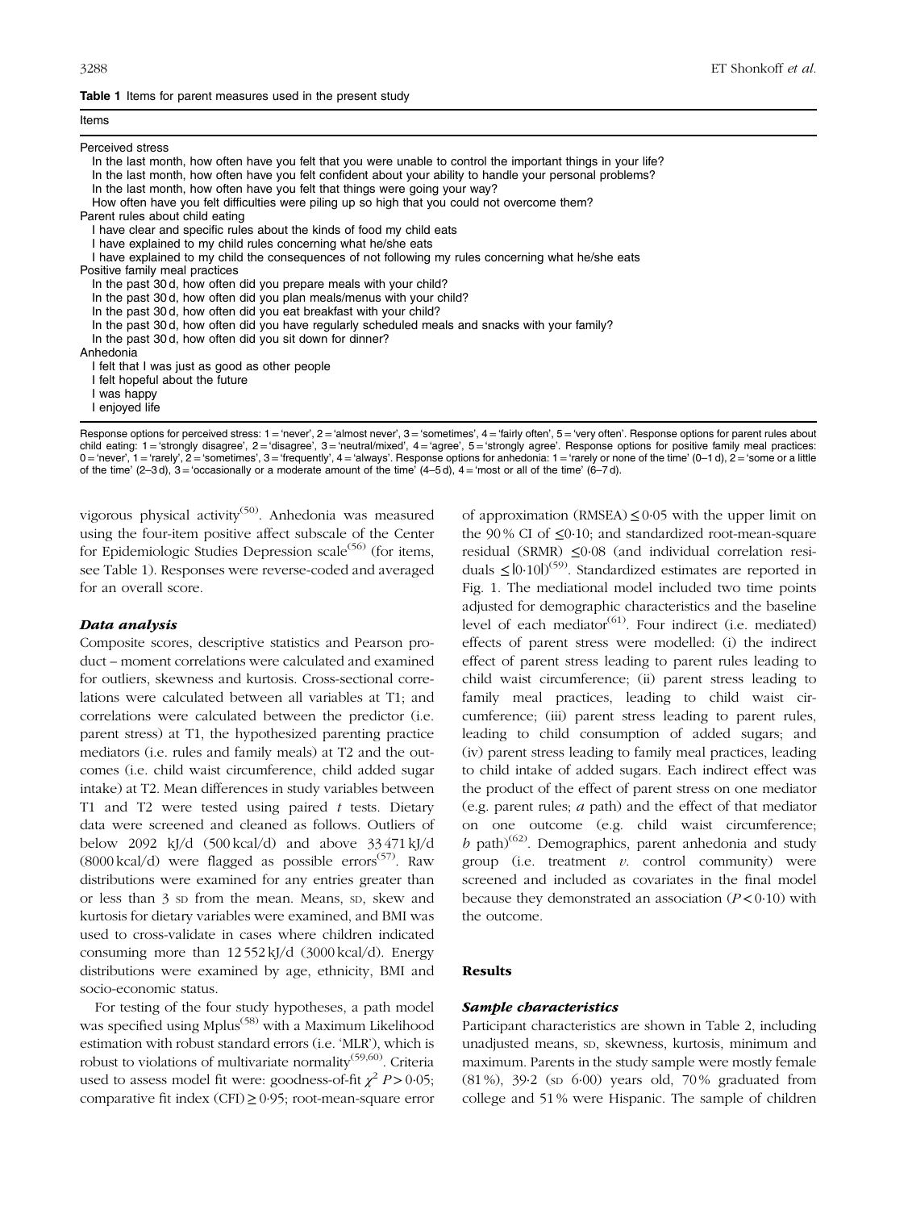**Table 1** Items for parent measures used in the present study

| Items |
|---|
| Perceived stress |
| In the last month, how often have you felt that you were unable to control the important things in your life? |
| In the last month, how often have you felt confident about your ability to handle your personal problems? |
| In the last month, how often have you felt that things were going your way? |
| How often have you felt difficulties were piling up so high that you could not overcome them? |
| Parent rules about child eating |
| I have clear and specific rules about the kinds of food my child eats |
| I have explained to my child rules concerning what he/she eats |
| I have explained to my child the consequences of not following my rules concerning what he/she eats |
| Positive family meal practices |
| In the past 30 d, how often did you prepare meals with your child? |
| In the past 30 d, how often did you plan meals/menus with your child? |
| In the past 30 d, how often did you eat breakfast with your child? |
| In the past 30 d, how often did you have regularly scheduled meals and snacks with your family? |
| In the past 30 d, how often did you sit down for dinner? |
| Anhedonia |
| I felt that I was just as good as other people |
| I felt hopeful about the future |
| I was happy |
| I enjoyed life |

Response options for perceived stress: 1 = 'never', 2 = 'almost never', 3 = 'sometimes', 4 = 'fairly often', 5 = 'very often'. Response options for parent rules about child eating: 1 = 'strongly disagree', 2 = 'disagree', 3 = 'neutral/mixed', 4 = 'agree', 5 = 'strongly agree'. Response options for positive family meal practices: 0 = 'never', 1 = 'rarely', 2 = 'sometimes', 3 = 'frequently', 4 = 'always'. Response options for anhedonia: 1 = 'rarely or none of the time' (0–1 d), 2 = 'some or a little of the time' (2–3 d), 3 = 'occasionally or a moderate amount of the time' (4–5 d), 4 = 'most or all of the time' (6–7 d).

vigorous physical activity[50]. Anhedonia was measured using the four-item positive affect subscale of the Center for Epidemiologic Studies Depression scale[56] (for items, see Table 1). Responses were reverse-coded and averaged for an overall score.

### *Data analysis*

Composite scores, descriptive statistics and Pearson product – moment correlations were calculated and examined for outliers, skewness and kurtosis. Cross-sectional correlations were calculated between all variables at T1; and correlations were calculated between the predictor (i.e. parent stress) at T1, the hypothesized parenting practice mediators (i.e. rules and family meals) at T2 and the outcomes (i.e. child waist circumference, child added sugar intake) at T2. Mean differences in study variables between T1 and T2 were tested using paired *t* tests. Dietary data were screened and cleaned as follows. Outliers of below 2092 kJ/d (500 kcal/d) and above 33 471 kJ/d (8000 kcal/d) were flagged as possible errors[57]. Raw distributions were examined for any entries greater than or less than 3 SD from the mean. Means, SD, skew and kurtosis for dietary variables were examined, and BMI was used to cross-validate in cases where children indicated consuming more than 12 552 kJ/d (3000 kcal/d). Energy distributions were examined by age, ethnicity, BMI and socio-economic status.

For testing of the four study hypotheses, a path model was specified using Mplus[58] with a Maximum Likelihood estimation with robust standard errors (i.e. 'MLR'), which is robust to violations of multivariate normality[59,60]. Criteria used to assess model fit were: goodness-of-fit $\chi^2$ $P > 0{\cdot}05$; comparative fit index (CFI) $\geq 0{\cdot}95$; root-mean-square error of approximation (RMSEA) $\leq 0{\cdot}05$ with the upper limit on the 90 % CI of $\leq 0{\cdot}10$; and standardized root-mean-square residual (SRMR) $\leq 0{\cdot}08$ (and individual correlation residuals $\leq |0{\cdot}10|$)[59]. Standardized estimates are reported in Fig. 1. The mediational model included two time points adjusted for demographic characteristics and the baseline level of each mediator[61]. Four indirect (i.e. mediated) effects of parent stress were modelled: (i) the indirect effect of parent stress leading to parent rules leading to child waist circumference; (ii) parent stress leading to family meal practices, leading to child waist circumference; (iii) parent stress leading to parent rules, leading to child consumption of added sugars; and (iv) parent stress leading to family meal practices, leading to child intake of added sugars. Each indirect effect was the product of the effect of parent stress on one mediator (e.g. parent rules; *a* path) and the effect of that mediator on one outcome (e.g. child waist circumference; *b* path)[62]. Demographics, parent anhedonia and study group (i.e. treatment *v*. control community) were screened and included as covariates in the final model because they demonstrated an association ($P < 0{\cdot}10$) with the outcome.

## Results

### *Sample characteristics*

Participant characteristics are shown in Table 2, including unadjusted means, SD, skewness, kurtosis, minimum and maximum. Parents in the study sample were mostly female (81 %), 39·2 (SD 6·00) years old, 70 % graduated from college and 51 % were Hispanic. The sample of children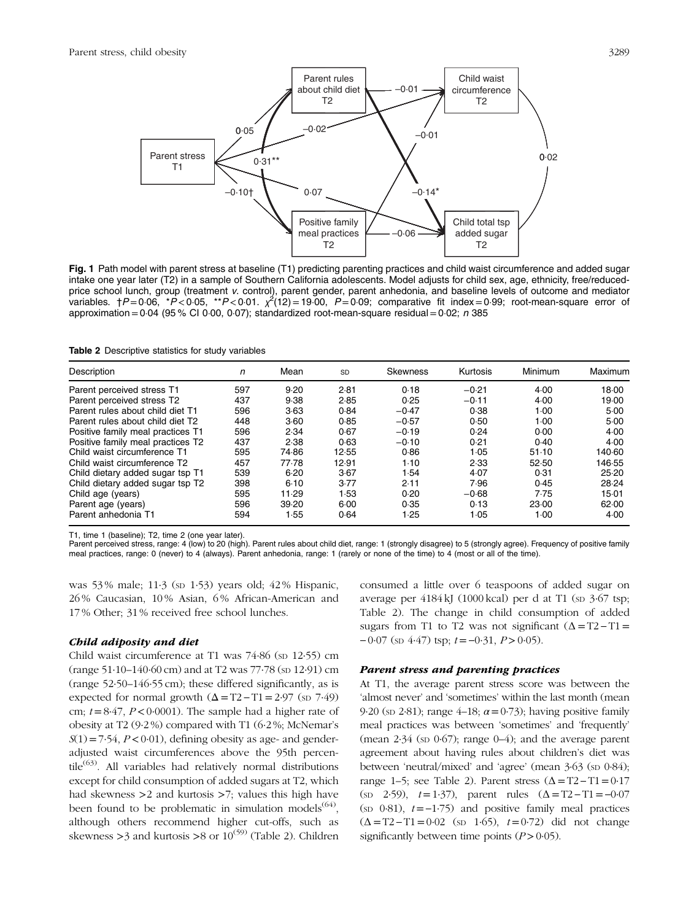**Fig. 1** Path model with parent stress at baseline (T1) predicting parenting practices and child waist circumference and added sugar intake one year later (T2) in a sample of Southern California adolescents. Model adjusts for child sex, age, ethnicity, free/reduced-price school lunch, group (treatment *v.* control), parent gender, parent anhedonia, and baseline levels of outcome and mediator variables. †$P = 0·06$, *$P < 0·05$, **$P < 0·01$. $\chi^2(12) = 19·00$, $P = 0·09$; comparative fit index = 0·99; root-mean-square error of approximation = 0·04 (95 % CI 0·00, 0·07); standardized root-mean-square residual = 0·02; $n$ 385

**Table 2** Descriptive statistics for study variables

| Description | $n$ | Mean | SD | Skewness | Kurtosis | Minimum | Maximum |
|---|---|---|---|---|---|---|---|
| Parent perceived stress T1 | 597 | 9·20 | 2·81 | 0·18 | −0·21 | 4·00 | 18·00 |
| Parent perceived stress T2 | 437 | 9·38 | 2·85 | 0·25 | −0·11 | 4·00 | 19·00 |
| Parent rules about child diet T1 | 596 | 3·63 | 0·84 | −0·47 | 0·38 | 1·00 | 5·00 |
| Parent rules about child diet T2 | 448 | 3·60 | 0·85 | −0·57 | 0·50 | 1·00 | 5·00 |
| Positive family meal practices T1 | 596 | 2·34 | 0·67 | −0·19 | 0·24 | 0·00 | 4·00 |
| Positive family meal practices T2 | 437 | 2·38 | 0·63 | −0·10 | 0·21 | 0·40 | 4·00 |
| Child waist circumference T1 | 595 | 74·86 | 12·55 | 0·86 | 1·05 | 51·10 | 140·60 |
| Child waist circumference T2 | 457 | 77·78 | 12·91 | 1·10 | 2·33 | 52·50 | 146·55 |
| Child dietary added sugar tsp T1 | 539 | 6·20 | 3·67 | 1·54 | 4·07 | 0·31 | 25·20 |
| Child dietary added sugar tsp T2 | 398 | 6·10 | 3·77 | 2·11 | 7·96 | 0·45 | 28·24 |
| Child age (years) | 595 | 11·29 | 1·53 | 0·20 | −0·68 | 7·75 | 15·01 |
| Parent age (years) | 596 | 39·20 | 6·00 | 0·35 | 0·13 | 23·00 | 62·00 |
| Parent anhedonia T1 | 594 | 1·55 | 0·64 | 1·25 | 1·05 | 1·00 | 4·00 |

T1, time 1 (baseline); T2, time 2 (one year later).
Parent perceived stress, range: 4 (low) to 20 (high). Parent rules about child diet, range: 1 (strongly disagree) to 5 (strongly agree). Frequency of positive family meal practices, range: 0 (never) to 4 (always). Parent anhedonia, range: 1 (rarely or none of the time) to 4 (most or all of the time).

was 53 % male; 11·3 (SD 1·53) years old; 42 % Hispanic, 26 % Caucasian, 10 % Asian, 6 % African-American and 17 % Other; 31 % received free school lunches.

### *Child adiposity and diet*

Child waist circumference at T1 was 74·86 (SD 12·55) cm (range 51·10–140·60 cm) and at T2 was 77·78 (SD 12·91) cm (range 52·50–146·55 cm); these differed significantly, as is expected for normal growth ($\Delta = T2 - T1 = 2·97$ (SD 7·49) cm; $t = 8·47$, $P < 0·0001$). The sample had a higher rate of obesity at T2 (9·2 %) compared with T1 (6·2 %; McNemar's $S(1) = 7·54$, $P < 0·01$), defining obesity as age- and gender-adjusted waist circumferences above the 95th percentile[63]. All variables had relatively normal distributions except for child consumption of added sugars at T2, which had skewness >2 and kurtosis >7; values this high have been found to be problematic in simulation models[64], although others recommend higher cut-offs, such as skewness >3 and kurtosis >8 or 10[59] (Table 2). Children consumed a little over 6 teaspoons of added sugar on average per 4184 kJ (1000 kcal) per d at T1 (SD 3·67 tsp; Table 2). The change in child consumption of added sugars from T1 to T2 was not significant ($\Delta = T2 - T1 = -0·07$ (SD 4·47) tsp; $t = -0·31$, $P > 0·05$).

### *Parent stress and parenting practices*

At T1, the average parent stress score was between the 'almost never' and 'sometimes' within the last month (mean 9·20 (SD 2·81); range 4–18; $\alpha = 0·73$); having positive family meal practices was between 'sometimes' and 'frequently' (mean 2·34 (SD 0·67); range 0–4); and the average parent agreement about having rules about children's diet was between 'neutral/mixed' and 'agree' (mean 3·63 (SD 0·84); range 1–5; see Table 2). Parent stress ($\Delta = T2 - T1 = 0·17$ (SD 2·59), $t = 1·37$), parent rules ($\Delta = T2 - T1 = -0·07$ (SD 0·81), $t = -1·75$) and positive family meal practices ($\Delta = T2 - T1 = 0·02$ (SD 1·65), $t = 0·72$) did not change significantly between time points ($P > 0·05$).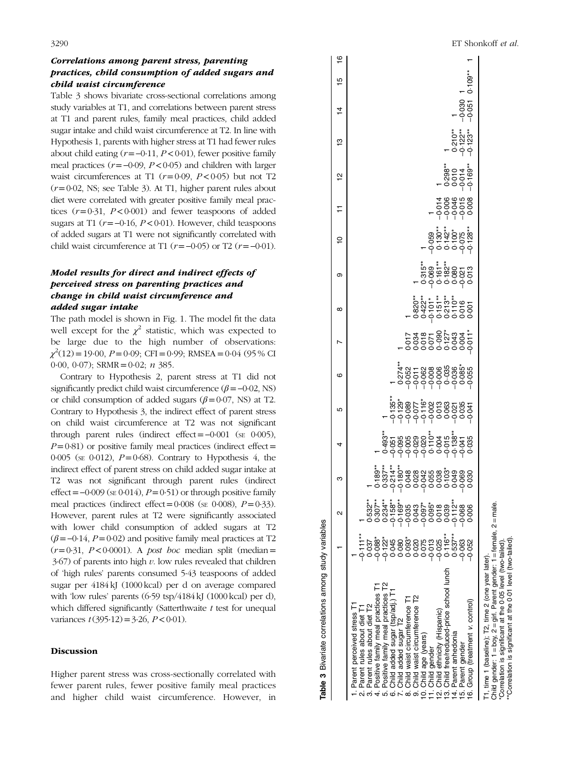### Correlations among parent stress, parenting practices, child consumption of added sugars and child waist circumference

Table 3 shows bivariate cross-sectional correlations among study variables at T1, and correlations between parent stress at T1 and parent rules, family meal practices, child added sugar intake and child waist circumference at T2. In line with Hypothesis 1, parents with higher stress at T1 had fewer rules about child eating ($r = -0{\cdot}11$, $P < 0{\cdot}01$), fewer positive family meal practices ($r = -0{\cdot}09$, $P < 0{\cdot}05$) and children with larger waist circumferences at T1 ($r = 0{\cdot}09$, $P < 0{\cdot}05$) but not T2 ($r = 0{\cdot}02$, NS; see Table 3). At T1, higher parent rules about diet were correlated with greater positive family meal practices ($r = 0{\cdot}31$, $P < 0{\cdot}001$) and fewer teaspoons of added sugars at T1 ($r = -0{\cdot}16$, $P < 0{\cdot}01$). However, child teaspoons of added sugars at T1 were not significantly correlated with child waist circumference at T1 ($r = -0{\cdot}05$) or T2 ($r = -0{\cdot}01$).

### Model results for direct and indirect effects of perceived stress on parenting practices and change in child waist circumference and added sugar intake

The path model is shown in Fig. 1. The model fit the data well except for the $\chi^2$ statistic, which was expected to be large due to the high number of observations: $\chi^2(12) = 19{\cdot}00$, $P = 0{\cdot}09$; CFI = 0·99; RMSEA = 0·04 (95 % CI 0·00, 0·07); SRMR = 0·02; *n* 385.

Contrary to Hypothesis 2, parent stress at T1 did not significantly predict child waist circumference ($\beta = -0{\cdot}02$, NS) or child consumption of added sugars ($\beta = 0{\cdot}07$, NS) at T2. Contrary to Hypothesis 3, the indirect effect of parent stress on child waist circumference at T2 was not significant through parent rules (indirect effect = −0·001 (SE 0·005), $P = 0{\cdot}81$) or positive family meal practices (indirect effect = 0·005 (SE 0·012), $P = 0{\cdot}68$). Contrary to Hypothesis 4, the indirect effect of parent stress on child added sugar intake at T2 was not significant through parent rules (indirect effect = −0·009 (SE 0·014), $P = 0{\cdot}51$) or through positive family meal practices (indirect effect = 0·008 (SE 0·008), $P = 0{\cdot}33$). However, parent rules at T2 were significantly associated with lower child consumption of added sugars at T2 ($\beta = -0{\cdot}14$, $P = 0{\cdot}02$) and positive family meal practices at T2 ($r = 0{\cdot}31$, $P < 0{\cdot}0001$). A *post hoc* median split (median = 3·67) of parents into high *v.* low rules revealed that children of 'high rules' parents consumed 5·43 teaspoons of added sugar per 4184 kJ (1000 kcal) per d on average compared with 'low rules' parents (6·59 tsp/4184 kJ (1000 kcal) per d), which differed significantly (Satterthwaite *t* test for unequal variances $t(395{\cdot}12) = 3{\cdot}26$, $P < 0{\cdot}01$).

## Discussion

Higher parent stress was cross-sectionally correlated with fewer parent rules, fewer positive family meal practices and higher child waist circumference. However, in

**Table 3** Bivariate correlations among study variables

| | 1 | 2 | 3 | 4 | 5 | 6 | 7 | 8 | 9 | 10 | 11 | 12 | 13 | 14 | 15 | 16 |
|---|---|---|---|---|---|---|---|---|---|---|---|---|---|---|---|---|
| 1. Parent perceived stress T1 | 1 | | | | | | | | | | | | | | | |
| 2. Parent rules about diet T1 | −0·111** | 1 | | | | | | | | | | | | | | |
| 3. Parent rules about diet T2 | 0·037 | 0·532** | 1 | | | | | | | | | | | | | |
| 4. Positive family meal practices T1 | −0·088* | 0·307** | 0·189** | 1 | | | | | | | | | | | | |
| 5. Positive family meal practices T2 | −0·122* | 0·234** | 0·337** | 0·493** | 1 | | | | | | | | | | | |
| 6. Child added sugar (tsp/adj.) T1 | 0·045 | −0·158** | −0·214** | −0·051 | −0·135** | 1 | | | | | | | | | | |
| 7. Child added sugar T2 | 0·080 | −0·169** | −0·180** | −0·095 | −0·129* | 0·274** | 1 | | | | | | | | | |
| 8. Child waist circumference T1 | 0·093* | −0·035 | 0·048 | −0·005 | −0·089 | −0·052 | 0·017 | 1 | | | | | | | | |
| 9. Child waist circumference T2 | 0·020 | 0·043 | 0·028 | −0·029 | −0·077 | −0·011 | 0·034 | 0·820** | 1 | | | | | | | |
| 10. Child age (years) | 0·075 | −0·097* | −0·042 | −0·020 | −0·116* | −0·062 | 0·018 | 0·422** | 0·315** | 1 | | | | | | |
| 11. Child gender | −0·013 | 0·095* | 0·055 | 0·110** | −0·002 | −0·008 | 0·071 | −0·101* | −0·069 | −0·059 | 1 | | | | | |
| 12. Child ethnicity (Hispanic) | −0·025 | 0·018 | 0·038 | 0·004 | 0·013 | −0·006 | −0·090 | 0·151** | 0·161** | 0·130** | −0·014 | 1 | | | | |
| 13. Child free/reduced-price school lunch | 0·116** | 0·039 | 0·103* | −0·015 | 0·063 | −0·035 | 0·127* | 0·213** | 0·182** | 0·142** | −0·006 | 0·298** | 1 | | | |
| 14. Parent anhedonia | 0·537** | −0·112** | 0·049 | −0·138** | −0·021 | −0·036 | 0·043 | 0·110** | 0·080 | 0·100* | −0·046 | 0·010 | 0·210** | 1 | | |
| 15. Parent gender | −0·063 | −0·068 | −0·069 | −0·041 | 0·035 | 0·085* | 0·004 | 0·016 | −0·021 | −0·075 | −0·015 | −0·014 | −0·122** | −0·030 | 1 | |
| 16. Group (treatment *v.* control) | −0·052 | 0·006 | 0·030 | 0·035 | −0·041 | −0·055 | −0·011* | 0·001 | 0·013 | −0·128** | 0·008 | −0·169** | −0·123** | −0·051 | 0·109** | 1 |

T1, time 1 (baseline); T2, time 2 (one year later).
Child gender: 1 = boy, 2 = girl. Parent gender: 1 = female, 2 = male.
*Correlation is significant at the 0·05 level (two-tailed).
**Correlation is significant at the 0·01 level (two-tailed).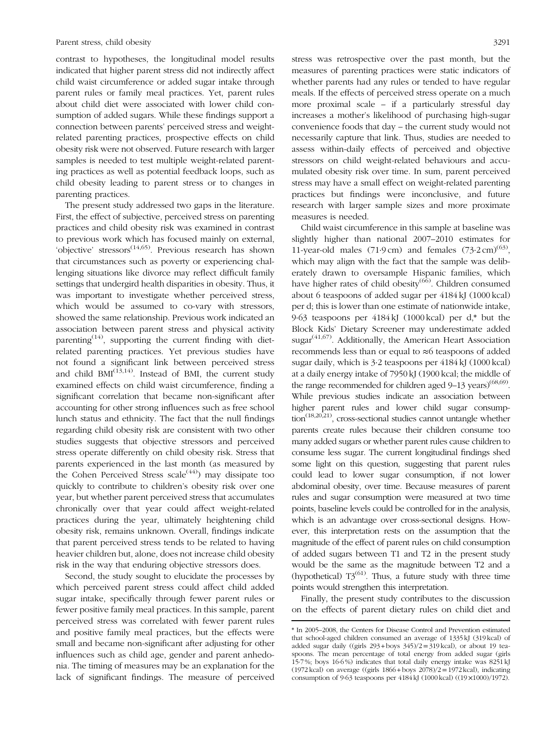contrast to hypotheses, the longitudinal model results indicated that higher parent stress did not indirectly affect child waist circumference or added sugar intake through parent rules or family meal practices. Yet, parent rules about child diet were associated with lower child consumption of added sugars. While these findings support a connection between parents' perceived stress and weight-related parenting practices, prospective effects on child obesity risk were not observed. Future research with larger samples is needed to test multiple weight-related parenting practices as well as potential feedback loops, such as child obesity leading to parent stress or to changes in parenting practices.

The present study addressed two gaps in the literature. First, the effect of subjective, perceived stress on parenting practices and child obesity risk was examined in contrast to previous work which has focused mainly on external, 'objective' stressors[14,65]. Previous research has shown that circumstances such as poverty or experiencing challenging situations like divorce may reflect difficult family settings that undergird health disparities in obesity. Thus, it was important to investigate whether perceived stress, which would be assumed to co-vary with stressors, showed the same relationship. Previous work indicated an association between parent stress and physical activity parenting[14], supporting the current finding with diet-related parenting practices. Yet previous studies have not found a significant link between perceived stress and child BMI[13,14]. Instead of BMI, the current study examined effects on child waist circumference, finding a significant correlation that became non-significant after accounting for other strong influences such as free school lunch status and ethnicity. The fact that the null findings regarding child obesity risk are consistent with two other studies suggests that objective stressors and perceived stress operate differently on child obesity risk. Stress that parents experienced in the last month (as measured by the Cohen Perceived Stress scale[44]) may dissipate too quickly to contribute to children's obesity risk over one year, but whether parent perceived stress that accumulates chronically over that year could affect weight-related practices during the year, ultimately heightening child obesity risk, remains unknown. Overall, findings indicate that parent perceived stress tends to be related to having heavier children but, alone, does not increase child obesity risk in the way that enduring objective stressors does.

Second, the study sought to elucidate the processes by which perceived parent stress could affect child added sugar intake, specifically through fewer parent rules or fewer positive family meal practices. In this sample, parent perceived stress was correlated with fewer parent rules and positive family meal practices, but the effects were small and became non-significant after adjusting for other influences such as child age, gender and parent anhedonia. The timing of measures may be an explanation for the lack of significant findings. The measure of perceived stress was retrospective over the past month, but the measures of parenting practices were static indicators of whether parents had any rules or tended to have regular meals. If the effects of perceived stress operate on a much more proximal scale – if a particularly stressful day increases a mother's likelihood of purchasing high-sugar convenience foods that day – the current study would not necessarily capture that link. Thus, studies are needed to assess within-daily effects of perceived and objective stressors on child weight-related behaviours and accumulated obesity risk over time. In sum, parent perceived stress may have a small effect on weight-related parenting practices but findings were inconclusive, and future research with larger sample sizes and more proximate measures is needed.

Child waist circumference in this sample at baseline was slightly higher than national 2007–2010 estimates for 11-year-old males (71·9 cm) and females (73·2 cm)[63], which may align with the fact that the sample was deliberately drawn to oversample Hispanic families, which have higher rates of child obesity[66]. Children consumed about 6 teaspoons of added sugar per 4184 kJ (1000 kcal) per d; this is lower than one estimate of nationwide intake, 9·63 teaspoons per 4184 kJ (1000 kcal) per d,* but the Block Kids' Dietary Screener may underestimate added sugar[41,67]. Additionally, the American Heart Association recommends less than or equal to ≈6 teaspoons of added sugar daily, which is 3·2 teaspoons per 4184 kJ (1000 kcal) at a daily energy intake of 7950 kJ (1900 kcal; the middle of the range recommended for children aged 9–13 years)[68,69]. While previous studies indicate an association between higher parent rules and lower child sugar consumption[18,20,21], cross-sectional studies cannot untangle whether parents create rules because their children consume too many added sugars or whether parent rules cause children to consume less sugar. The current longitudinal findings shed some light on this question, suggesting that parent rules could lead to lower sugar consumption, if not lower abdominal obesity, over time. Because measures of parent rules and sugar consumption were measured at two time points, baseline levels could be controlled for in the analysis, which is an advantage over cross-sectional designs. However, this interpretation rests on the assumption that the magnitude of the effect of parent rules on child consumption of added sugars between T1 and T2 in the present study would be the same as the magnitude between T2 and a (hypothetical) T3[61]. Thus, a future study with three time points would strengthen this interpretation.

Finally, the present study contributes to the discussion on the effects of parent dietary rules on child diet and

---

* In 2005–2008, the Centers for Disease Control and Prevention estimated that school-aged children consumed an average of 1335 kJ (319 kcal) of added sugar daily ((girls 293 + boys 345)/2 = 319 kcal), or about 19 teaspoons. The mean percentage of total energy from added sugar (girls 15·7 %; boys 16·6 %) indicates that total daily energy intake was 8251 kJ (1972 kcal) on average ((girls 1866 + boys 2078)/2 = 1972 kcal), indicating consumption of 9·63 teaspoons per 4184 kJ (1000 kcal) ((19 × 1000)/1972).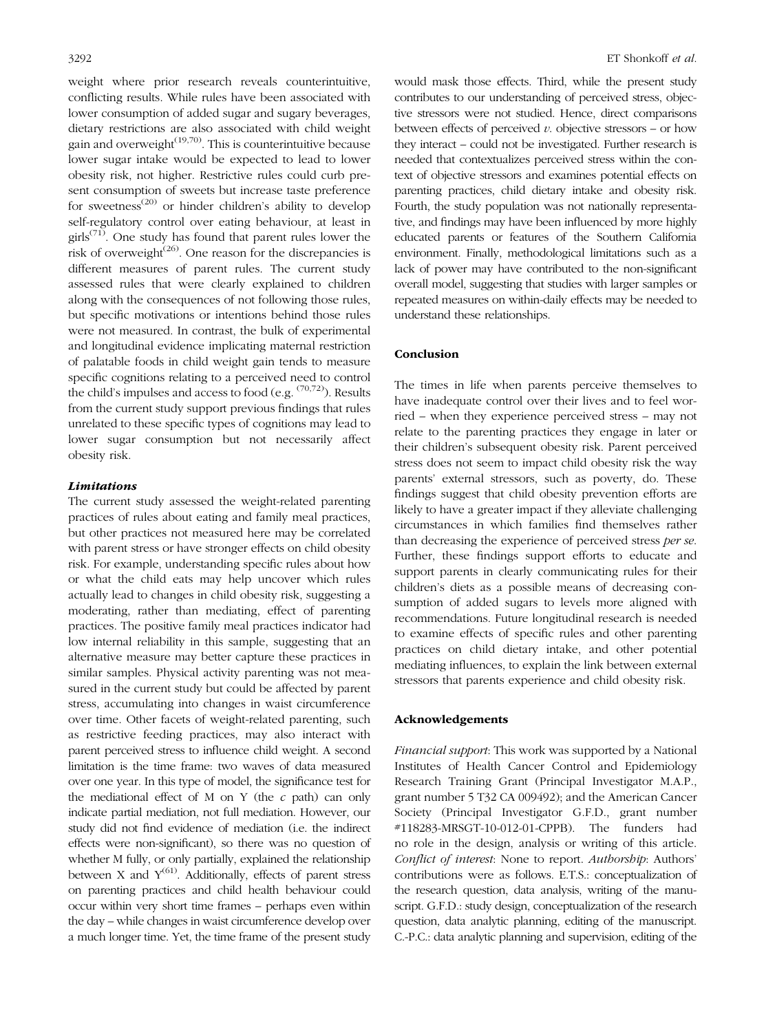weight where prior research reveals counterintuitive, conflicting results. While rules have been associated with lower consumption of added sugar and sugary beverages, dietary restrictions are also associated with child weight gain and overweight[19,70]. This is counterintuitive because lower sugar intake would be expected to lead to lower obesity risk, not higher. Restrictive rules could curb present consumption of sweets but increase taste preference for sweetness[20] or hinder children's ability to develop self-regulatory control over eating behaviour, at least in girls[71]. One study has found that parent rules lower the risk of overweight[26]. One reason for the discrepancies is different measures of parent rules. The current study assessed rules that were clearly explained to children along with the consequences of not following those rules, but specific motivations or intentions behind those rules were not measured. In contrast, the bulk of experimental and longitudinal evidence implicating maternal restriction of palatable foods in child weight gain tends to measure specific cognitions relating to a perceived need to control the child's impulses and access to food (e.g. [70,72]). Results from the current study support previous findings that rules unrelated to these specific types of cognitions may lead to lower sugar consumption but not necessarily affect obesity risk.

### *Limitations*

The current study assessed the weight-related parenting practices of rules about eating and family meal practices, but other practices not measured here may be correlated with parent stress or have stronger effects on child obesity risk. For example, understanding specific rules about how or what the child eats may help uncover which rules actually lead to changes in child obesity risk, suggesting a moderating, rather than mediating, effect of parenting practices. The positive family meal practices indicator had low internal reliability in this sample, suggesting that an alternative measure may better capture these practices in similar samples. Physical activity parenting was not measured in the current study but could be affected by parent stress, accumulating into changes in waist circumference over time. Other facets of weight-related parenting, such as restrictive feeding practices, may also interact with parent perceived stress to influence child weight. A second limitation is the time frame: two waves of data measured over one year. In this type of model, the significance test for the mediational effect of M on Y (the *c* path) can only indicate partial mediation, not full mediation. However, our study did not find evidence of mediation (i.e. the indirect effects were non-significant), so there was no question of whether M fully, or only partially, explained the relationship between X and Y[61]. Additionally, effects of parent stress on parenting practices and child health behaviour could occur within very short time frames – perhaps even within the day – while changes in waist circumference develop over a much longer time. Yet, the time frame of the present study would mask those effects. Third, while the present study contributes to our understanding of perceived stress, objective stressors were not studied. Hence, direct comparisons between effects of perceived *v.* objective stressors – or how they interact – could not be investigated. Further research is needed that contextualizes perceived stress within the context of objective stressors and examines potential effects on parenting practices, child dietary intake and obesity risk. Fourth, the study population was not nationally representative, and findings may have been influenced by more highly educated parents or features of the Southern California environment. Finally, methodological limitations such as a lack of power may have contributed to the non-significant overall model, suggesting that studies with larger samples or repeated measures on within-daily effects may be needed to understand these relationships.

## Conclusion

The times in life when parents perceive themselves to have inadequate control over their lives and to feel worried – when they experience perceived stress – may not relate to the parenting practices they engage in later or their children's subsequent obesity risk. Parent perceived stress does not seem to impact child obesity risk the way parents' external stressors, such as poverty, do. These findings suggest that child obesity prevention efforts are likely to have a greater impact if they alleviate challenging circumstances in which families find themselves rather than decreasing the experience of perceived stress *per se*. Further, these findings support efforts to educate and support parents in clearly communicating rules for their children's diets as a possible means of decreasing consumption of added sugars to levels more aligned with recommendations. Future longitudinal research is needed to examine effects of specific rules and other parenting practices on child dietary intake, and other potential mediating influences, to explain the link between external stressors that parents experience and child obesity risk.

## Acknowledgements

*Financial support*: This work was supported by a National Institutes of Health Cancer Control and Epidemiology Research Training Grant (Principal Investigator M.A.P., grant number 5 T32 CA 009492); and the American Cancer Society (Principal Investigator G.F.D., grant number #118283-MRSGT-10-012-01-CPPB). The funders had no role in the design, analysis or writing of this article. *Conflict of interest*: None to report. *Authorship*: Authors' contributions were as follows. E.T.S.: conceptualization of the research question, data analysis, writing of the manuscript. G.F.D.: study design, conceptualization of the research question, data analytic planning, editing of the manuscript. C.-P.C.: data analytic planning and supervision, editing of the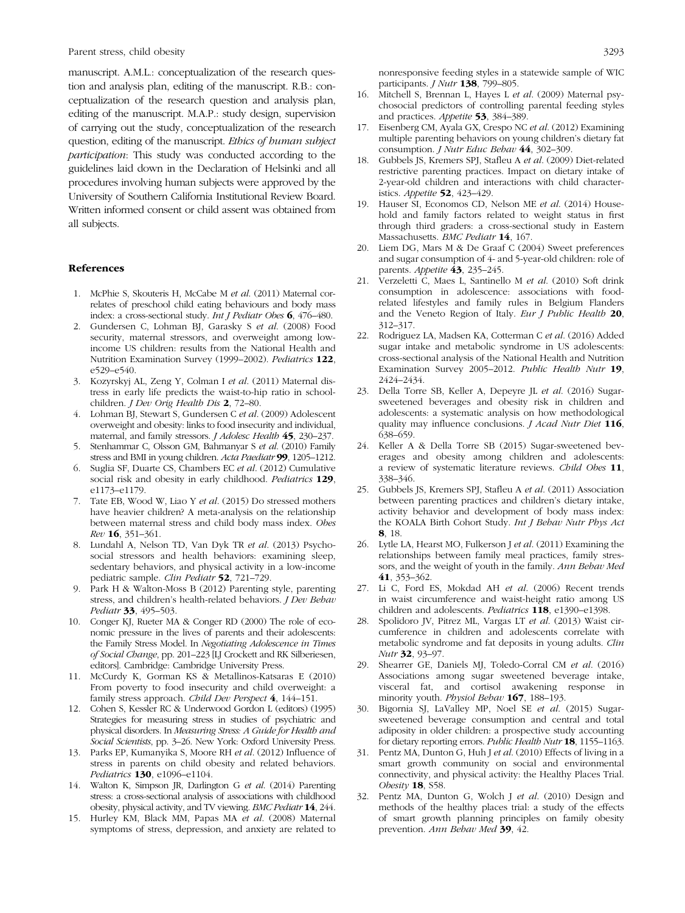manuscript. A.M.L.: conceptualization of the research question and analysis plan, editing of the manuscript. R.B.: conceptualization of the research question and analysis plan, editing of the manuscript. M.A.P.: study design, supervision of carrying out the study, conceptualization of the research question, editing of the manuscript. *Ethics of human subject participation*: This study was conducted according to the guidelines laid down in the Declaration of Helsinki and all procedures involving human subjects were approved by the University of Southern California Institutional Review Board. Written informed consent or child assent was obtained from all subjects.

## References

1. McPhie S, Skouteris H, McCabe M *et al.* (2011) Maternal correlates of preschool child eating behaviours and body mass index: a cross-sectional study. *Int J Pediatr Obes* **6**, 476–480.
2. Gundersen C, Lohman BJ, Garasky S *et al.* (2008) Food security, maternal stressors, and overweight among low-income US children: results from the National Health and Nutrition Examination Survey (1999–2002). *Pediatrics* **122**, e529–e540.
3. Kozyrskyj AL, Zeng Y, Colman I *et al.* (2011) Maternal distress in early life predicts the waist-to-hip ratio in schoolchildren. *J Dev Orig Health Dis* **2**, 72–80.
4. Lohman BJ, Stewart S, Gundersen C *et al.* (2009) Adolescent overweight and obesity: links to food insecurity and individual, maternal, and family stressors. *J Adolesc Health* **45**, 230–237.
5. Stenhammar C, Olsson GM, Bahmanyar S *et al.* (2010) Family stress and BMI in young children. *Acta Paediatr* **99**, 1205–1212.
6. Suglia SF, Duarte CS, Chambers EC *et al.* (2012) Cumulative social risk and obesity in early childhood. *Pediatrics* **129**, e1173–e1179.
7. Tate EB, Wood W, Liao Y *et al.* (2015) Do stressed mothers have heavier children? A meta-analysis on the relationship between maternal stress and child body mass index. *Obes Rev* **16**, 351–361.
8. Lundahl A, Nelson TD, Van Dyk TR *et al.* (2013) Psychosocial stressors and health behaviors: examining sleep, sedentary behaviors, and physical activity in a low-income pediatric sample. *Clin Pediatr* **52**, 721–729.
9. Park H & Walton-Moss B (2012) Parenting style, parenting stress, and children's health-related behaviors. *J Dev Behav Pediatr* **33**, 495–503.
10. Conger KJ, Rueter MA & Conger RD (2000) The role of economic pressure in the lives of parents and their adolescents: the Family Stress Model. In *Negotiating Adolescence in Times of Social Change*, pp. 201–223 [LJ Crockett and RK Silberiesen, editors]. Cambridge: Cambridge University Press.
11. McCurdy K, Gorman KS & Metallinos-Katsaras E (2010) From poverty to food insecurity and child overweight: a family stress approach. *Child Dev Perspect* **4**, 144–151.
12. Cohen S, Kessler RC & Underwood Gordon L (editors) (1995) Strategies for measuring stress in studies of psychiatric and physical disorders. In *Measuring Stress: A Guide for Health and Social Scientists*, pp. 3–26. New York: Oxford University Press.
13. Parks EP, Kumanyika S, Moore RH *et al.* (2012) Influence of stress in parents on child obesity and related behaviors. *Pediatrics* **130**, e1096–e1104.
14. Walton K, Simpson JR, Darlington G *et al.* (2014) Parenting stress: a cross-sectional analysis of associations with childhood obesity, physical activity, and TV viewing. *BMC Pediatr* **14**, 244.
15. Hurley KM, Black MM, Papas MA *et al.* (2008) Maternal symptoms of stress, depression, and anxiety are related to nonresponsive feeding styles in a statewide sample of WIC participants. *J Nutr* **138**, 799–805.
16. Mitchell S, Brennan L, Hayes L *et al.* (2009) Maternal psychosocial predictors of controlling parental feeding styles and practices. *Appetite* **53**, 384–389.
17. Eisenberg CM, Ayala GX, Crespo NC *et al.* (2012) Examining multiple parenting behaviors on young children's dietary fat consumption. *J Nutr Educ Behav* **44**, 302–309.
18. Gubbels JS, Kremers SPJ, Stafleu A *et al.* (2009) Diet-related restrictive parenting practices. Impact on dietary intake of 2-year-old children and interactions with child characteristics. *Appetite* **52**, 423–429.
19. Hauser SI, Economos CD, Nelson ME *et al.* (2014) Household and family factors related to weight status in first through third graders: a cross-sectional study in Eastern Massachusetts. *BMC Pediatr* **14**, 167.
20. Liem DG, Mars M & De Graaf C (2004) Sweet preferences and sugar consumption of 4- and 5-year-old children: role of parents. *Appetite* **43**, 235–245.
21. Verzeletti C, Maes L, Santinello M *et al.* (2010) Soft drink consumption in adolescence: associations with food-related lifestyles and family rules in Belgium Flanders and the Veneto Region of Italy. *Eur J Public Health* **20**, 312–317.
22. Rodriguez LA, Madsen KA, Cotterman C *et al.* (2016) Added sugar intake and metabolic syndrome in US adolescents: cross-sectional analysis of the National Health and Nutrition Examination Survey 2005–2012. *Public Health Nutr* **19**, 2424–2434.
23. Della Torre SB, Keller A, Depeyre JL *et al.* (2016) Sugar-sweetened beverages and obesity risk in children and adolescents: a systematic analysis on how methodological quality may influence conclusions. *J Acad Nutr Diet* **116**, 638–659.
24. Keller A & Della Torre SB (2015) Sugar-sweetened beverages and obesity among children and adolescents: a review of systematic literature reviews. *Child Obes* **11**, 338–346.
25. Gubbels JS, Kremers SPJ, Stafleu A *et al.* (2011) Association between parenting practices and children's dietary intake, activity behavior and development of body mass index: the KOALA Birth Cohort Study. *Int J Behav Nutr Phys Act* **8**, 18.
26. Lytle LA, Hearst MO, Fulkerson J *et al.* (2011) Examining the relationships between family meal practices, family stressors, and the weight of youth in the family. *Ann Behav Med* **41**, 353–362.
27. Li C, Ford ES, Mokdad AH *et al.* (2006) Recent trends in waist circumference and waist-height ratio among US children and adolescents. *Pediatrics* **118**, e1390–e1398.
28. Spolidoro JV, Pitrez ML, Vargas LT *et al.* (2013) Waist circumference in children and adolescents correlate with metabolic syndrome and fat deposits in young adults. *Clin Nutr* **32**, 93–97.
29. Shearrer GE, Daniels MJ, Toledo-Corral CM *et al.* (2016) Associations among sugar sweetened beverage intake, visceral fat, and cortisol awakening response in minority youth. *Physiol Behav* **167**, 188–193.
30. Bigornia SJ, LaValley MP, Noel SE *et al.* (2015) Sugar-sweetened beverage consumption and central and total adiposity in older children: a prospective study accounting for dietary reporting errors. *Public Health Nutr* **18**, 1155–1163.
31. Pentz MA, Dunton G, Huh J *et al.* (2010) Effects of living in a smart growth community on social and environmental connectivity, and physical activity: the Healthy Places Trial. *Obesity* **18**, S58.
32. Pentz MA, Dunton G, Wolch J *et al.* (2010) Design and methods of the healthy places trial: a study of the effects of smart growth planning principles on family obesity prevention. *Ann Behav Med* **39**, 42.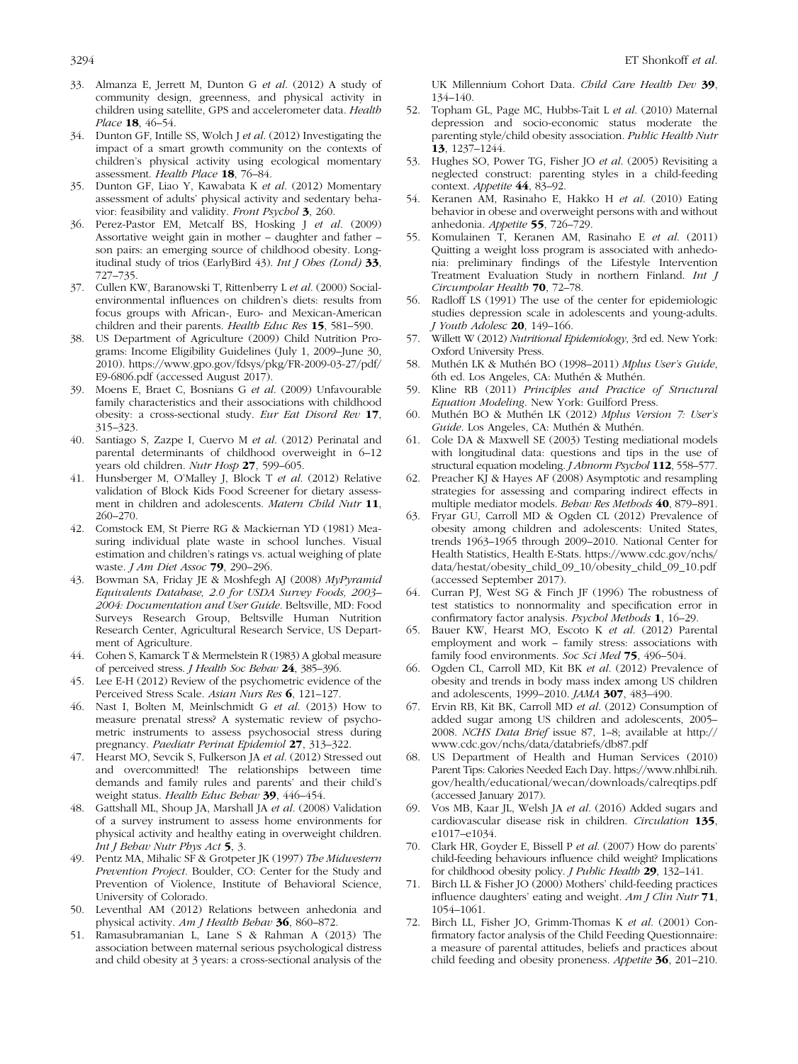33. Almanza E, Jerrett M, Dunton G *et al.* (2012) A study of community design, greenness, and physical activity in children using satellite, GPS and accelerometer data. *Health Place* **18**, 46–54.
34. Dunton GF, Intille SS, Wolch J *et al.* (2012) Investigating the impact of a smart growth community on the contexts of children's physical activity using ecological momentary assessment. *Health Place* **18**, 76–84.
35. Dunton GF, Liao Y, Kawabata K *et al.* (2012) Momentary assessment of adults' physical activity and sedentary behavior: feasibility and validity. *Front Psychol* **3**, 260.
36. Perez-Pastor EM, Metcalf BS, Hosking J *et al.* (2009) Assortative weight gain in mother – daughter and father – son pairs: an emerging source of childhood obesity. Longitudinal study of trios (EarlyBird 43). *Int J Obes (Lond)* **33**, 727–735.
37. Cullen KW, Baranowski T, Rittenberry L *et al.* (2000) Social-environmental influences on children's diets: results from focus groups with African-, Euro- and Mexican-American children and their parents. *Health Educ Res* **15**, 581–590.
38. US Department of Agriculture (2009) Child Nutrition Programs: Income Eligibility Guidelines (July 1, 2009–June 30, 2010). https://www.gpo.gov/fdsys/pkg/FR-2009-03-27/pdf/E9-6806.pdf (accessed August 2017).
39. Moens E, Braet C, Bosnians G *et al.* (2009) Unfavourable family characteristics and their associations with childhood obesity: a cross-sectional study. *Eur Eat Disord Rev* **17**, 315–323.
40. Santiago S, Zazpe I, Cuervo M *et al.* (2012) Perinatal and parental determinants of childhood overweight in 6–12 years old children. *Nutr Hosp* **27**, 599–605.
41. Hunsberger M, O'Malley J, Block T *et al.* (2012) Relative validation of Block Kids Food Screener for dietary assessment in children and adolescents. *Matern Child Nutr* **11**, 260–270.
42. Comstock EM, St Pierre RG & Mackiernan YD (1981) Measuring individual plate waste in school lunches. Visual estimation and children's ratings vs. actual weighing of plate waste. *J Am Diet Assoc* **79**, 290–296.
43. Bowman SA, Friday JE & Moshfegh AJ (2008) *MyPyramid Equivalents Database, 2.0 for USDA Survey Foods, 2003–2004: Documentation and User Guide*. Beltsville, MD: Food Surveys Research Group, Beltsville Human Nutrition Research Center, Agricultural Research Service, US Department of Agriculture.
44. Cohen S, Kamarck T & Mermelstein R (1983) A global measure of perceived stress. *J Health Soc Behav* **24**, 385–396.
45. Lee E-H (2012) Review of the psychometric evidence of the Perceived Stress Scale. *Asian Nurs Res* **6**, 121–127.
46. Nast I, Bolten M, Meinlschmidt G *et al.* (2013) How to measure prenatal stress? A systematic review of psychometric instruments to assess psychosocial stress during pregnancy. *Paediatr Perinat Epidemiol* **27**, 313–322.
47. Hearst MO, Sevcik S, Fulkerson JA *et al.* (2012) Stressed out and overcommitted! The relationships between time demands and family rules and parents' and their child's weight status. *Health Educ Behav* **39**, 446–454.
48. Gattshall ML, Shoup JA, Marshall JA *et al.* (2008) Validation of a survey instrument to assess home environments for physical activity and healthy eating in overweight children. *Int J Behav Nutr Phys Act* **5**, 3.
49. Pentz MA, Mihalic SF & Grotpeter JK (1997) *The Midwestern Prevention Project*. Boulder, CO: Center for the Study and Prevention of Violence, Institute of Behavioral Science, University of Colorado.
50. Leventhal AM (2012) Relations between anhedonia and physical activity. *Am J Health Behav* **36**, 860–872.
51. Ramasubramanian L, Lane S & Rahman A (2013) The association between maternal serious psychological distress and child obesity at 3 years: a cross-sectional analysis of the UK Millennium Cohort Data. *Child Care Health Dev* **39**, 134–140.
52. Topham GL, Page MC, Hubbs-Tait L *et al.* (2010) Maternal depression and socio-economic status moderate the parenting style/child obesity association. *Public Health Nutr* **13**, 1237–1244.
53. Hughes SO, Power TG, Fisher JO *et al.* (2005) Revisiting a neglected construct: parenting styles in a child-feeding context. *Appetite* **44**, 83–92.
54. Keranen AM, Rasinaho E, Hakko H *et al.* (2010) Eating behavior in obese and overweight persons with and without anhedonia. *Appetite* **55**, 726–729.
55. Komulainen T, Keranen AM, Rasinaho E *et al.* (2011) Quitting a weight loss program is associated with anhedonia: preliminary findings of the Lifestyle Intervention Treatment Evaluation Study in northern Finland. *Int J Circumpolar Health* **70**, 72–78.
56. Radloff LS (1991) The use of the center for epidemiologic studies depression scale in adolescents and young-adults. *J Youth Adolesc* **20**, 149–166.
57. Willett W (2012) *Nutritional Epidemiology*, 3rd ed. New York: Oxford University Press.
58. Muthén LK & Muthén BO (1998–2011) *Mplus User's Guide*, 6th ed. Los Angeles, CA: Muthén & Muthén.
59. Kline RB (2011) *Principles and Practice of Structural Equation Modeling*. New York: Guilford Press.
60. Muthén BO & Muthén LK (2012) *Mplus Version 7: User's Guide*. Los Angeles, CA: Muthén & Muthén.
61. Cole DA & Maxwell SE (2003) Testing mediational models with longitudinal data: questions and tips in the use of structural equation modeling. *J Abnorm Psychol* **112**, 558–577.
62. Preacher KJ & Hayes AF (2008) Asymptotic and resampling strategies for assessing and comparing indirect effects in multiple mediator models. *Behav Res Methods* **40**, 879–891.
63. Fryar GU, Carroll MD & Ogden CL (2012) Prevalence of obesity among children and adolescents: United States, trends 1963–1965 through 2009–2010. National Center for Health Statistics, Health E-Stats. https://www.cdc.gov/nchs/data/hestat/obesity_child_09_10/obesity_child_09_10.pdf (accessed September 2017).
64. Curran PJ, West SG & Finch JF (1996) The robustness of test statistics to nonnormality and specification error in confirmatory factor analysis. *Psychol Methods* **1**, 16–29.
65. Bauer KW, Hearst MO, Escoto K *et al.* (2012) Parental employment and work – family stress: associations with family food environments. *Soc Sci Med* **75**, 496–504.
66. Ogden CL, Carroll MD, Kit BK *et al.* (2012) Prevalence of obesity and trends in body mass index among US children and adolescents, 1999–2010. *JAMA* **307**, 483–490.
67. Ervin RB, Kit BK, Carroll MD *et al.* (2012) Consumption of added sugar among US children and adolescents, 2005–2008. *NCHS Data Brief* issue 87, 1–8; available at http://www.cdc.gov/nchs/data/databriefs/db87.pdf
68. US Department of Health and Human Services (2010) Parent Tips: Calories Needed Each Day. https://www.nhlbi.nih.gov/health/educational/wecan/downloads/calreqtips.pdf (accessed January 2017).
69. Vos MB, Kaar JL, Welsh JA *et al.* (2016) Added sugars and cardiovascular disease risk in children. *Circulation* **135**, e1017–e1034.
70. Clark HR, Goyder E, Bissell P *et al.* (2007) How do parents' child-feeding behaviours influence child weight? Implications for childhood obesity policy. *J Public Health* **29**, 132–141.
71. Birch LL & Fisher JO (2000) Mothers' child-feeding practices influence daughters' eating and weight. *Am J Clin Nutr* **71**, 1054–1061.
72. Birch LL, Fisher JO, Grimm-Thomas K *et al.* (2001) Confirmatory factor analysis of the Child Feeding Questionnaire: a measure of parental attitudes, beliefs and practices about child feeding and obesity proneness. *Appetite* **36**, 201–210.